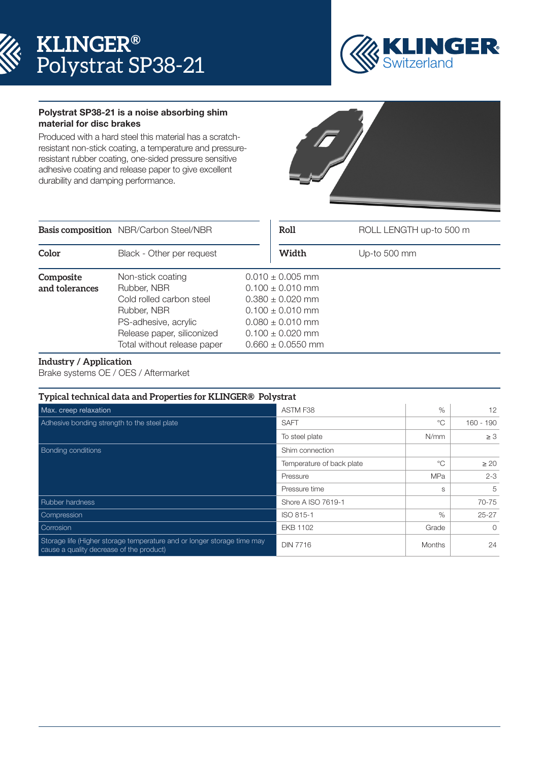# KLINGER® Polystrat SP38-21

KLINGER Switzerland

**Polystrat SP38-21 is a noise absorbing shim material for disc brakes**

Produced with a hard steel this material has a scratch-resistant non-stick coating, a temperature and pressure-resistant rubber coating, one-sided pressure sensitive adhesive coating and release paper to give excellent durability and damping performance.

| | | | | |
|---|---|---|---|---|
| **Basis composition** | NBR/Carbon Steel/NBR | | **Roll** | ROLL LENGTH up-to 500 m |
| **Color** | Black - Other per request | | **Width** | Up-to 500 mm |
| **Composite and tolerances** | Non-stick coating | 0.010 ± 0.005 mm | | |
| | Rubber, NBR | 0.100 ± 0.010 mm | | |
| | Cold rolled carbon steel | 0.380 ± 0.020 mm | | |
| | Rubber, NBR | 0.100 ± 0.010 mm | | |
| | PS-adhesive, acrylic | 0.080 ± 0.010 mm | | |
| | Release paper, siliconized | 0.100 ± 0.020 mm | | |
| | Total without release paper | 0.660 ± 0.0550 mm | | |

**Industry / Application**

Brake systems OE / OES / Aftermarket

## Typical technical data and Properties for KLINGER® Polystrat

| | | | |
|---|---|---|---|
| Max. creep relaxation | ASTM F38 | % | 12 |
| Adhesive bonding strength to the steel plate | SAFT | °C | 160 - 190 |
| | To steel plate | N/mm | ≥ 3 |
| Bonding conditions | Shim connection | | |
| | Temperature of back plate | °C | ≥ 20 |
| | Pressure | MPa | 2-3 |
| | Pressure time | s | 5 |
| Rubber hardness | Shore A ISO 7619-1 | | 70-75 |
| Compression | ISO 815-1 | % | 25-27 |
| Corrosion | EKB 1102 | Grade | 0 |
| Storage life (Higher storage temperature and or longer storage time may cause a quality decrease of the product) | DIN 7716 | Months | 24 |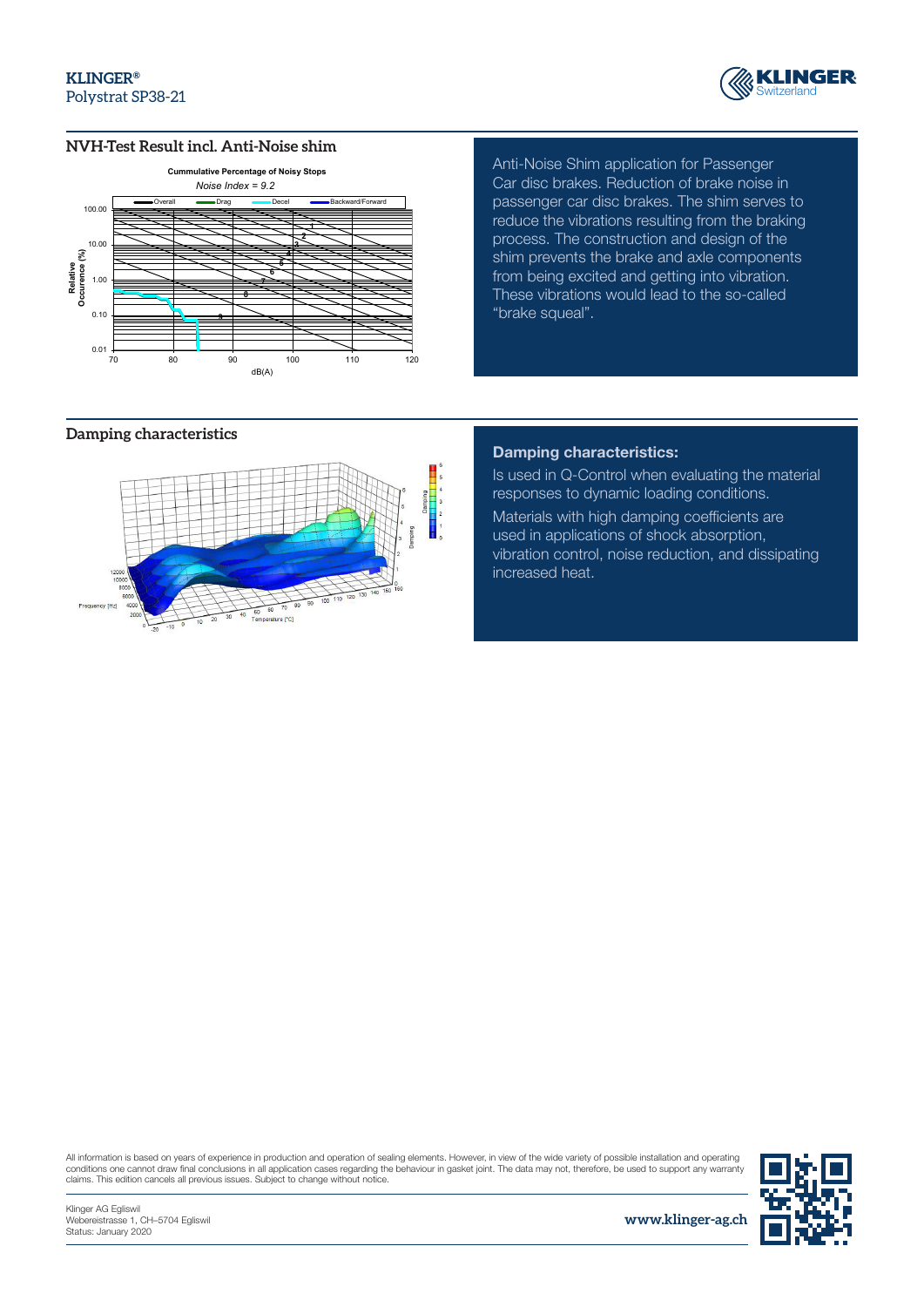## NVH-Test Result incl. Anti-Noise shim

**Cummulative Percentage of Noisy Stops**

*Noise Index = 9.2*

Overall
Drag
Decel
Backward/Forward

Relative Occurence (%)

100.00
10.00
1.00
0.10
0.01

70 80 90 100 110 120

dB(A)

1 2 3 4 5 6 7 8 9

Anti-Noise Shim application for Passenger Car disc brakes. Reduction of brake noise in passenger car disc brakes. The shim serves to reduce the vibrations resulting from the braking process. The construction and design of the shim prevents the brake and axle components from being excited and getting into vibration. These vibrations would lead to the so-called "brake squeal".

## Damping characteristics

Frequency [Hz]
12000 10000 8000 6000 4000 2000 0

Temperature [°C]
-20 -10 0 10 20 30 40 50 60 70 80 90 100 110 120 130 140 150 160

Damping
0 1 2 3 4 5 6

**Damping characteristics:**

Is used in Q-Control when evaluating the material responses to dynamic loading conditions.

Materials with high damping coefficients are used in applications of shock absorption, vibration control, noise reduction, and dissipating increased heat.

All information is based on years of experience in production and operation of sealing elements. However, in view of the wide variety of possible installation and operating conditions one cannot draw final conclusions in all application cases regarding the behaviour in gasket joint. The data may not, therefore, be used to support any warranty claims. This edition cancels all previous issues. Subject to change without notice.

Klinger AG Egliswil
Webereistrasse 1, CH–5704 Egliswil
Status: January 2020

**www.klinger-ag.ch**